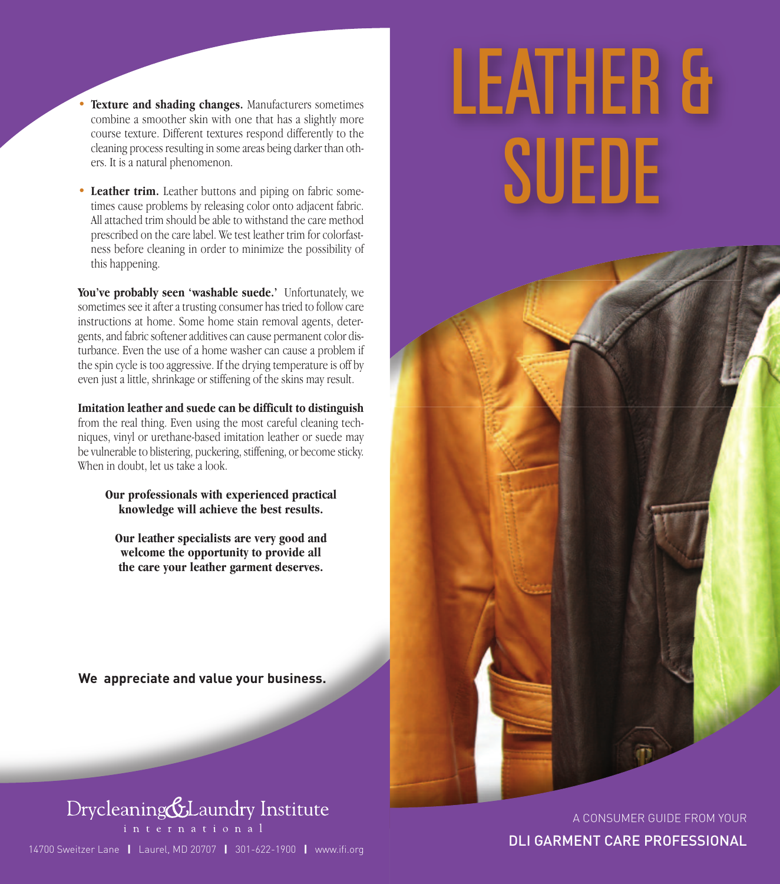- **Texture and shading changes.** Manufacturers sometimes combine a smoother skin with one that has a slightly more course texture. Different textures respond differently to the cleaning process resulting in some areas being darker than others. It is a natural phenomenon.

- **Leather trim.** Leather buttons and piping on fabric sometimes cause problems by releasing color onto adjacent fabric. All attached trim should be able to withstand the care method prescribed on the care label. We test leather trim for colorfastness before cleaning in order to minimize the possibility of this happening.

**You've probably seen 'washable suede.'** Unfortunately, we sometimes see it after a trusting consumer has tried to follow care instructions at home. Some home stain removal agents, detergents, and fabric softener additives can cause permanent color disturbance. Even the use of a home washer can cause a problem if the spin cycle is too aggressive. If the drying temperature is off by even just a little, shrinkage or stiffening of the skins may result.

**Imitation leather and suede can be difficult to distinguish** from the real thing. Even using the most careful cleaning techniques, vinyl or urethane-based imitation leather or suede may be vulnerable to blistering, puckering, stiffening, or become sticky. When in doubt, let us take a look.

**Our professionals with experienced practical knowledge will achieve the best results.**

**Our leather specialists are very good and welcome the opportunity to provide all the care your leather garment deserves.**

**We appreciate and value your business.**

Drycleaning & Laundry Institute international

14700 Sweitzer Lane | Laurel, MD 20707 | 301-622-1900 | www.ifi.org

# LEATHER & SUEDE

A CONSUMER GUIDE FROM YOUR

**DLI GARMENT CARE PROFESSIONAL**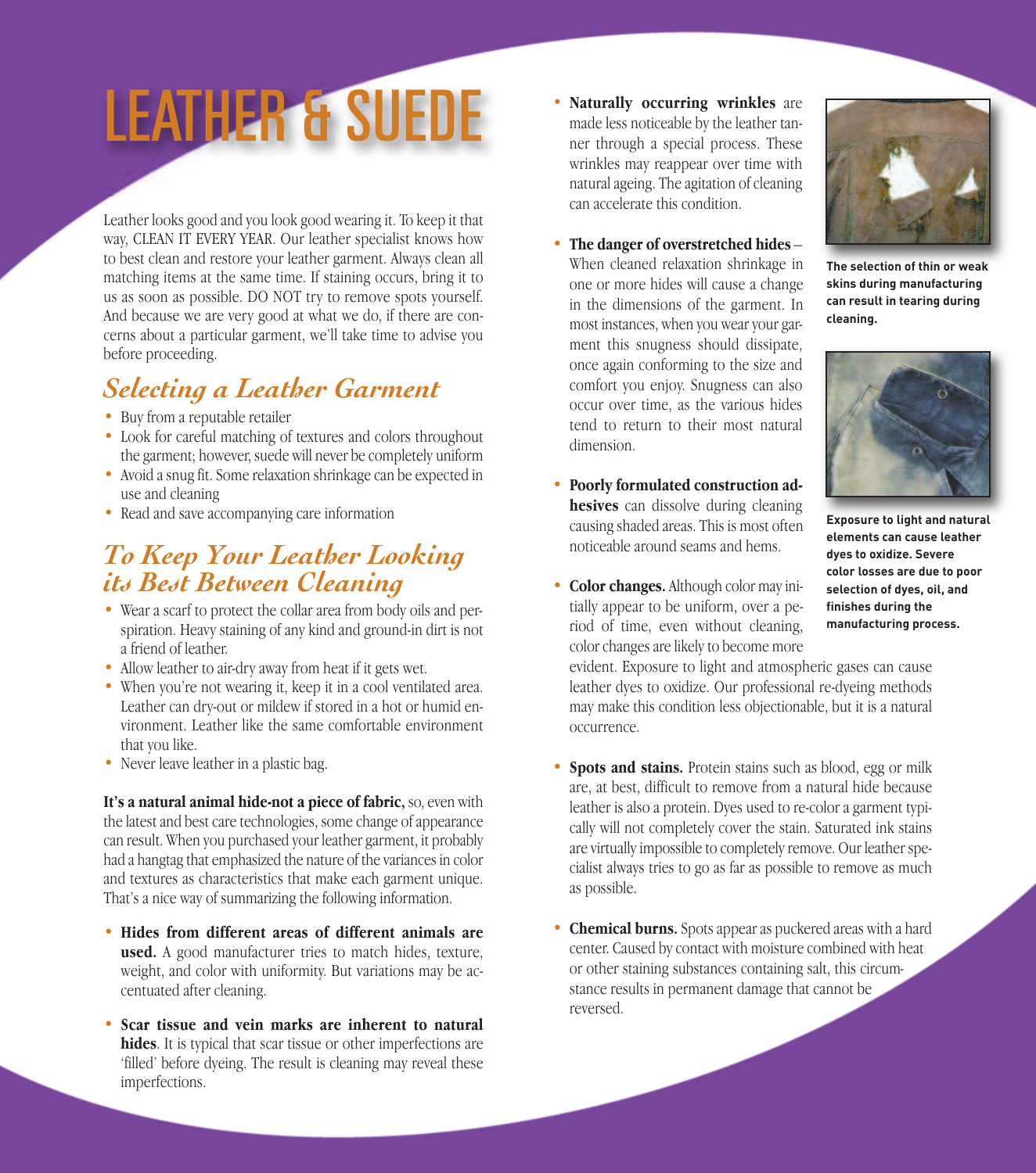# LEATHER & SUEDE

Leather looks good and you look good wearing it. To keep it that way, CLEAN IT EVERY YEAR. Our leather specialist knows how to best clean and restore your leather garment. Always clean all matching items at the same time. If staining occurs, bring it to us as soon as possible. DO NOT try to remove spots yourself. And because we are very good at what we do, if there are concerns about a particular garment, we'll take time to advise you before proceeding.

## *Selecting a Leather Garment*

- Buy from a reputable retailer
- Look for careful matching of textures and colors throughout the garment; however, suede will never be completely uniform
- Avoid a snug fit. Some relaxation shrinkage can be expected in use and cleaning
- Read and save accompanying care information

## *To Keep Your Leather Looking its Best Between Cleaning*

- Wear a scarf to protect the collar area from body oils and perspiration. Heavy staining of any kind and ground-in dirt is not a friend of leather.
- Allow leather to air-dry away from heat if it gets wet.
- When you're not wearing it, keep it in a cool ventilated area. Leather can dry-out or mildew if stored in a hot or humid environment. Leather like the same comfortable environment that you like.
- Never leave leather in a plastic bag.

**It's a natural animal hide-not a piece of fabric,** so, even with the latest and best care technologies, some change of appearance can result. When you purchased your leather garment, it probably had a hangtag that emphasized the nature of the variances in color and textures as characteristics that make each garment unique. That's a nice way of summarizing the following information.

- **Hides from different areas of different animals are used.** A good manufacturer tries to match hides, texture, weight, and color with uniformity. But variations may be accentuated after cleaning.
- **Scar tissue and vein marks are inherent to natural hides**. It is typical that scar tissue or other imperfections are 'filled' before dyeing. The result is cleaning may reveal these imperfections.
- **Naturally occurring wrinkles** are made less noticeable by the leather tanner through a special process. These wrinkles may reappear over time with natural ageing. The agitation of cleaning can accelerate this condition.
- **The danger of overstretched hides** – When cleaned relaxation shrinkage in one or more hides will cause a change in the dimensions of the garment. In most instances, when you wear your garment this snugness should dissipate, once again conforming to the size and comfort you enjoy. Snugness can also occur over time, as the various hides tend to return to their most natural dimension.
- **Poorly formulated construction adhesives** can dissolve during cleaning causing shaded areas. This is most often noticeable around seams and hems.
- **Color changes.** Although color may initially appear to be uniform, over a period of time, even without cleaning, color changes are likely to become more evident. Exposure to light and atmospheric gases can cause leather dyes to oxidize. Our professional re-dyeing methods may make this condition less objectionable, but it is a natural occurrence.
- **Spots and stains.** Protein stains such as blood, egg or milk are, at best, difficult to remove from a natural hide because leather is also a protein. Dyes used to re-color a garment typically will not completely cover the stain. Saturated ink stains are virtually impossible to completely remove. Our leather specialist always tries to go as far as possible to remove as much as possible.
- **Chemical burns.** Spots appear as puckered areas with a hard center. Caused by contact with moisture combined with heat or other staining substances containing salt, this circumstance results in permanent damage that cannot be reversed.

**The selection of thin or weak skins during manufacturing can result in tearing during cleaning.**

**Exposure to light and natural elements can cause leather dyes to oxidize. Severe color losses are due to poor selection of dyes, oil, and finishes during the manufacturing process.**